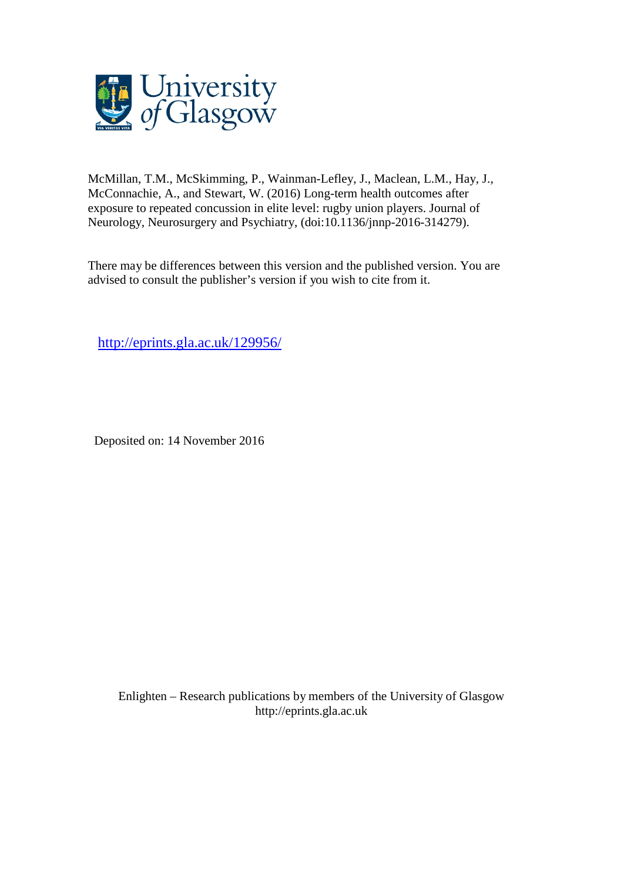McMillan, T.M., McSkimming, P., Wainman-Lefley, J., Maclean, L.M., Hay, J., McConnachie, A., and Stewart, W. (2016) Long-term health outcomes after exposure to repeated concussion in elite level: rugby union players. Journal of Neurology, Neurosurgery and Psychiatry, (doi:10.1136/jnnp-2016-314279).

There may be differences between this version and the published version. You are advised to consult the publisher's version if you wish to cite from it.

http://eprints.gla.ac.uk/129956/

Deposited on: 14 November 2016

Enlighten – Research publications by members of the University of Glasgow
http://eprints.gla.ac.uk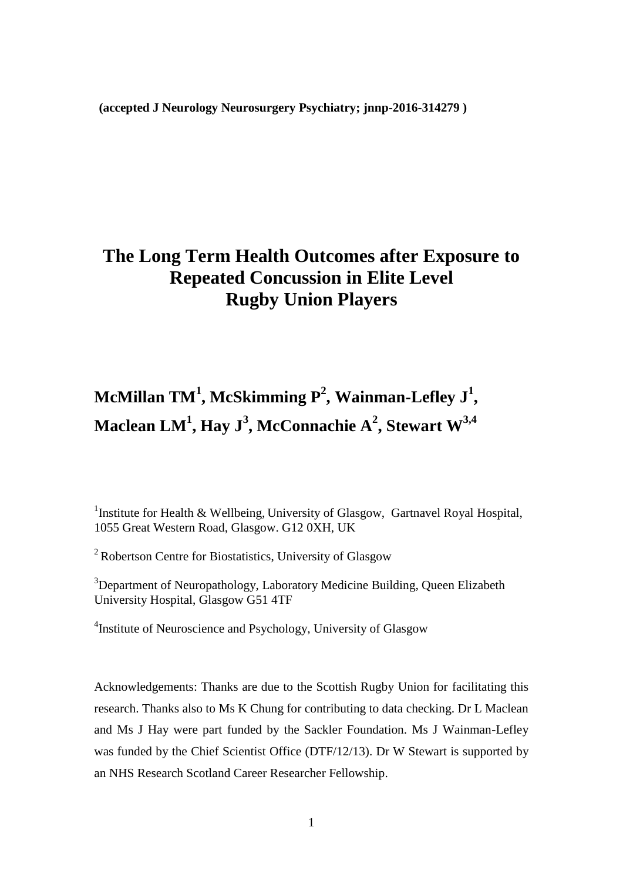(accepted J Neurology Neurosurgery Psychiatry; jnnp-2016-314279 )

# The Long Term Health Outcomes after Exposure to Repeated Concussion in Elite Level Rugby Union Players

## McMillan TM[1], McSkimming P[2], Wainman-Lefley J[1], Maclean LM[1], Hay J[3], McConnachie A[2], Stewart W[3,4]

[1]Institute for Health & Wellbeing, University of Glasgow, Gartnavel Royal Hospital, 1055 Great Western Road, Glasgow. G12 0XH, UK

[2] Robertson Centre for Biostatistics, University of Glasgow

[3]Department of Neuropathology, Laboratory Medicine Building, Queen Elizabeth University Hospital, Glasgow G51 4TF

[4]Institute of Neuroscience and Psychology, University of Glasgow

Acknowledgements: Thanks are due to the Scottish Rugby Union for facilitating this research. Thanks also to Ms K Chung for contributing to data checking. Dr L Maclean and Ms J Hay were part funded by the Sackler Foundation. Ms J Wainman-Lefley was funded by the Chief Scientist Office (DTF/12/13). Dr W Stewart is supported by an NHS Research Scotland Career Researcher Fellowship.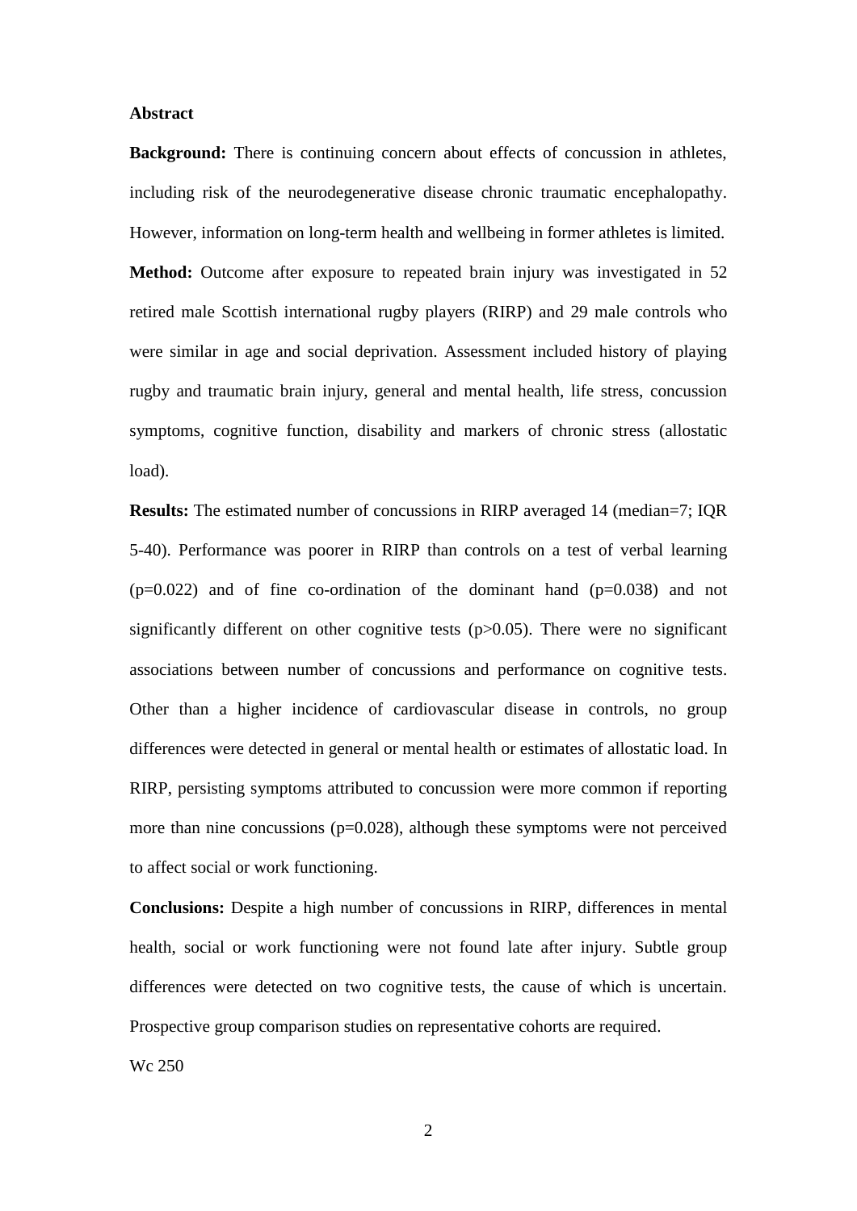## Abstract

**Background:** There is continuing concern about effects of concussion in athletes, including risk of the neurodegenerative disease chronic traumatic encephalopathy. However, information on long-term health and wellbeing in former athletes is limited.

**Method:** Outcome after exposure to repeated brain injury was investigated in 52 retired male Scottish international rugby players (RIRP) and 29 male controls who were similar in age and social deprivation. Assessment included history of playing rugby and traumatic brain injury, general and mental health, life stress, concussion symptoms, cognitive function, disability and markers of chronic stress (allostatic load).

**Results:** The estimated number of concussions in RIRP averaged 14 (median=7; IQR 5-40). Performance was poorer in RIRP than controls on a test of verbal learning ($p=0.022$) and of fine co-ordination of the dominant hand ($p=0.038$) and not significantly different on other cognitive tests ($p>0.05$). There were no significant associations between number of concussions and performance on cognitive tests. Other than a higher incidence of cardiovascular disease in controls, no group differences were detected in general or mental health or estimates of allostatic load. In RIRP, persisting symptoms attributed to concussion were more common if reporting more than nine concussions ($p=0.028$), although these symptoms were not perceived to affect social or work functioning.

**Conclusions:** Despite a high number of concussions in RIRP, differences in mental health, social or work functioning were not found late after injury. Subtle group differences were detected on two cognitive tests, the cause of which is uncertain. Prospective group comparison studies on representative cohorts are required.

Wc 250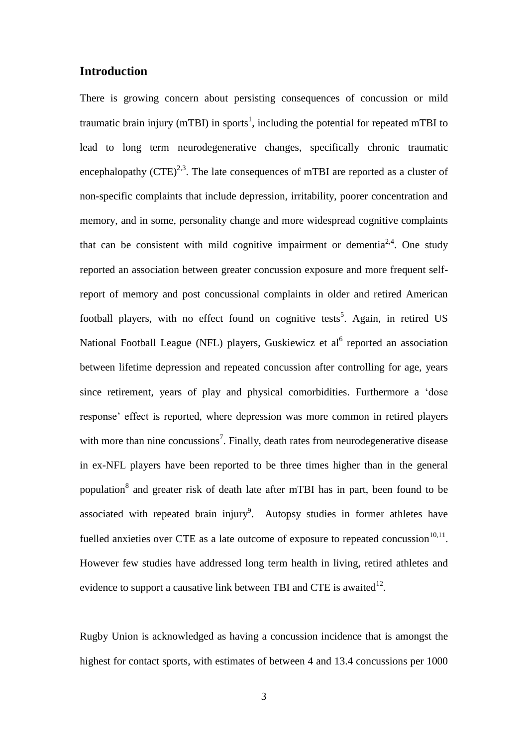## Introduction

There is growing concern about persisting consequences of concussion or mild traumatic brain injury (mTBI) in sports[1], including the potential for repeated mTBI to lead to long term neurodegenerative changes, specifically chronic traumatic encephalopathy (CTE)[2,3]. The late consequences of mTBI are reported as a cluster of non-specific complaints that include depression, irritability, poorer concentration and memory, and in some, personality change and more widespread cognitive complaints that can be consistent with mild cognitive impairment or dementia[2,4]. One study reported an association between greater concussion exposure and more frequent self-report of memory and post concussional complaints in older and retired American football players, with no effect found on cognitive tests[5]. Again, in retired US National Football League (NFL) players, Guskiewicz et al[6] reported an association between lifetime depression and repeated concussion after controlling for age, years since retirement, years of play and physical comorbidities. Furthermore a 'dose response' effect is reported, where depression was more common in retired players with more than nine concussions[7]. Finally, death rates from neurodegenerative disease in ex-NFL players have been reported to be three times higher than in the general population[8] and greater risk of death late after mTBI has in part, been found to be associated with repeated brain injury[9]. Autopsy studies in former athletes have fuelled anxieties over CTE as a late outcome of exposure to repeated concussion[10,11]. However few studies have addressed long term health in living, retired athletes and evidence to support a causative link between TBI and CTE is awaited[12].

Rugby Union is acknowledged as having a concussion incidence that is amongst the highest for contact sports, with estimates of between 4 and 13.4 concussions per 1000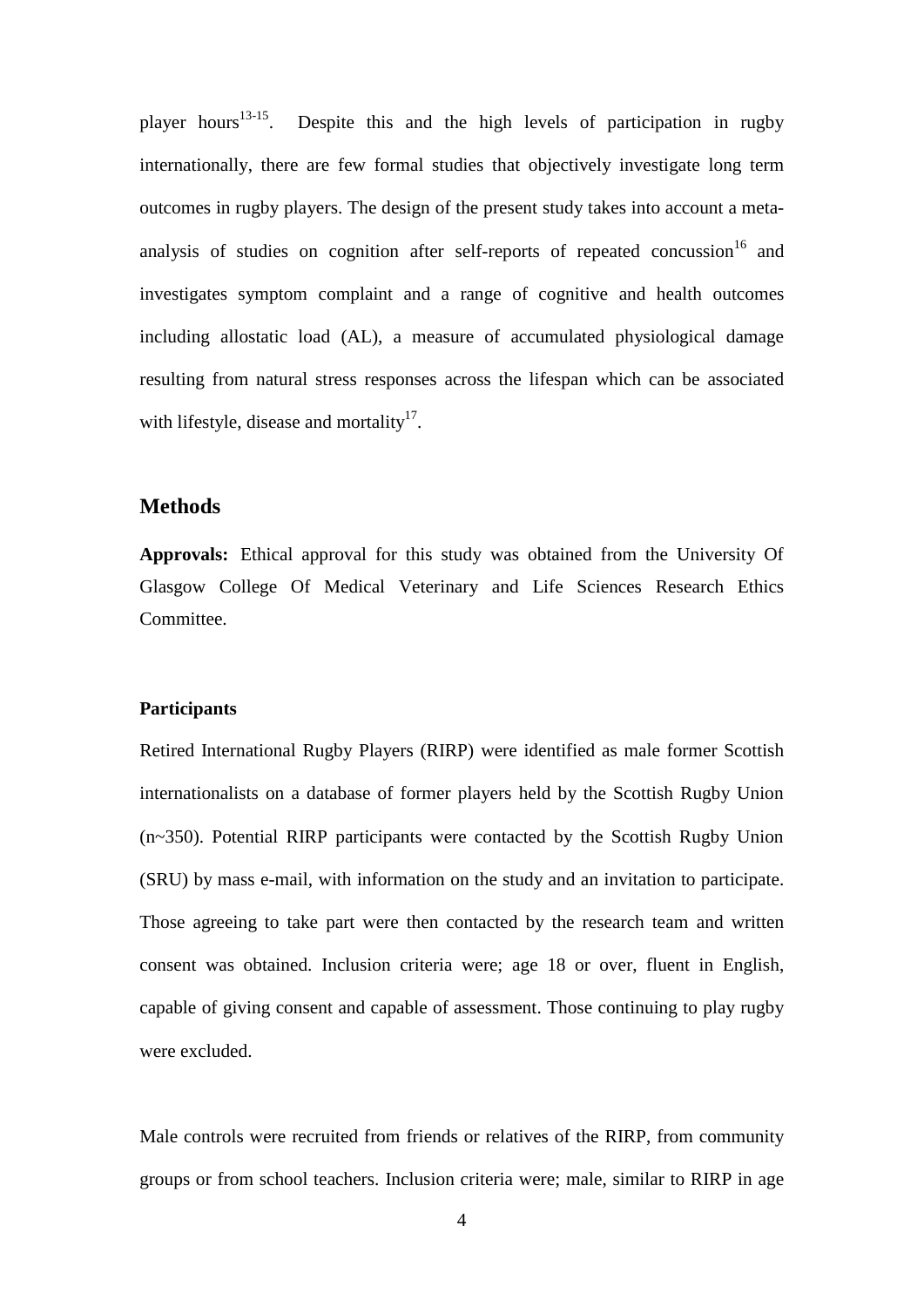player hours[13-15]. Despite this and the high levels of participation in rugby internationally, there are few formal studies that objectively investigate long term outcomes in rugby players. The design of the present study takes into account a meta-analysis of studies on cognition after self-reports of repeated concussion[16] and investigates symptom complaint and a range of cognitive and health outcomes including allostatic load (AL), a measure of accumulated physiological damage resulting from natural stress responses across the lifespan which can be associated with lifestyle, disease and mortality[17].

## Methods

**Approvals:** Ethical approval for this study was obtained from the University Of Glasgow College Of Medical Veterinary and Life Sciences Research Ethics Committee.

### Participants

Retired International Rugby Players (RIRP) were identified as male former Scottish internationalists on a database of former players held by the Scottish Rugby Union (n~350). Potential RIRP participants were contacted by the Scottish Rugby Union (SRU) by mass e-mail, with information on the study and an invitation to participate. Those agreeing to take part were then contacted by the research team and written consent was obtained. Inclusion criteria were; age 18 or over, fluent in English, capable of giving consent and capable of assessment. Those continuing to play rugby were excluded.

Male controls were recruited from friends or relatives of the RIRP, from community groups or from school teachers. Inclusion criteria were; male, similar to RIRP in age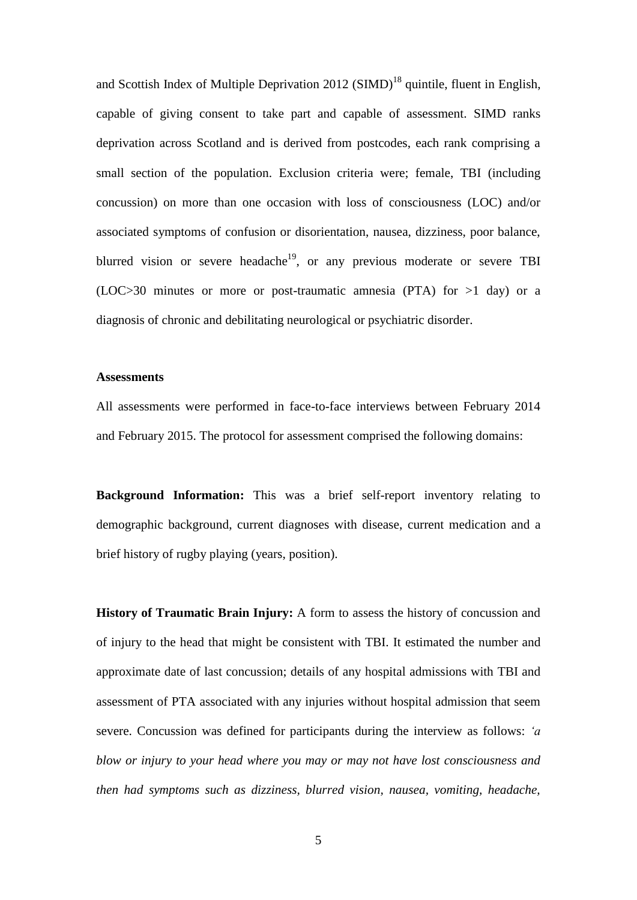and Scottish Index of Multiple Deprivation 2012 (SIMD)[18] quintile, fluent in English, capable of giving consent to take part and capable of assessment. SIMD ranks deprivation across Scotland and is derived from postcodes, each rank comprising a small section of the population. Exclusion criteria were; female, TBI (including concussion) on more than one occasion with loss of consciousness (LOC) and/or associated symptoms of confusion or disorientation, nausea, dizziness, poor balance, blurred vision or severe headache[19], or any previous moderate or severe TBI (LOC>30 minutes or more or post-traumatic amnesia (PTA) for >1 day) or a diagnosis of chronic and debilitating neurological or psychiatric disorder.

**Assessments**

All assessments were performed in face-to-face interviews between February 2014 and February 2015. The protocol for assessment comprised the following domains:

**Background Information:** This was a brief self-report inventory relating to demographic background, current diagnoses with disease, current medication and a brief history of rugby playing (years, position).

**History of Traumatic Brain Injury:** A form to assess the history of concussion and of injury to the head that might be consistent with TBI. It estimated the number and approximate date of last concussion; details of any hospital admissions with TBI and assessment of PTA associated with any injuries without hospital admission that seem severe. Concussion was defined for participants during the interview as follows: *'a blow or injury to your head where you may or may not have lost consciousness and then had symptoms such as dizziness, blurred vision, nausea, vomiting, headache,*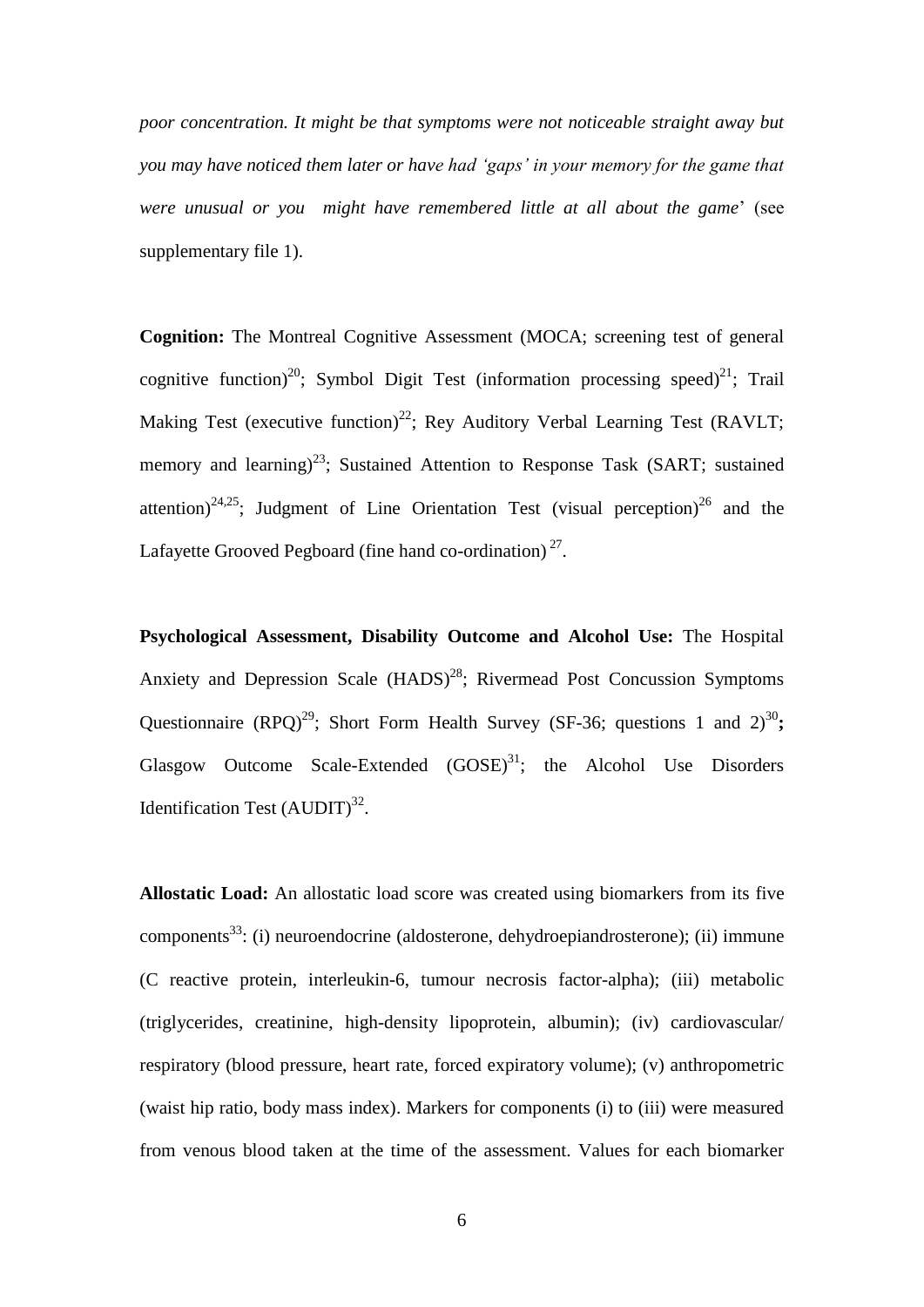*poor concentration. It might be that symptoms were not noticeable straight away but you may have noticed them later or have had 'gaps' in your memory for the game that were unusual or you might have remembered little at all about the game*' (see supplementary file 1).

**Cognition:** The Montreal Cognitive Assessment (MOCA; screening test of general cognitive function)[20]; Symbol Digit Test (information processing speed)[21]; Trail Making Test (executive function)[22]; Rey Auditory Verbal Learning Test (RAVLT; memory and learning)[23]; Sustained Attention to Response Task (SART; sustained attention)[24,25]; Judgment of Line Orientation Test (visual perception)[26] and the Lafayette Grooved Pegboard (fine hand co-ordination)[27].

**Psychological Assessment, Disability Outcome and Alcohol Use:** The Hospital Anxiety and Depression Scale (HADS)[28]; Rivermead Post Concussion Symptoms Questionnaire (RPQ)[29]; Short Form Health Survey (SF-36; questions 1 and 2)[30]**;** Glasgow Outcome Scale-Extended (GOSE)[31]; the Alcohol Use Disorders Identification Test (AUDIT)[32].

**Allostatic Load:** An allostatic load score was created using biomarkers from its five components[33]: (i) neuroendocrine (aldosterone, dehydroepiandrosterone); (ii) immune (C reactive protein, interleukin-6, tumour necrosis factor-alpha); (iii) metabolic (triglycerides, creatinine, high-density lipoprotein, albumin); (iv) cardiovascular/ respiratory (blood pressure, heart rate, forced expiratory volume); (v) anthropometric (waist hip ratio, body mass index). Markers for components (i) to (iii) were measured from venous blood taken at the time of the assessment. Values for each biomarker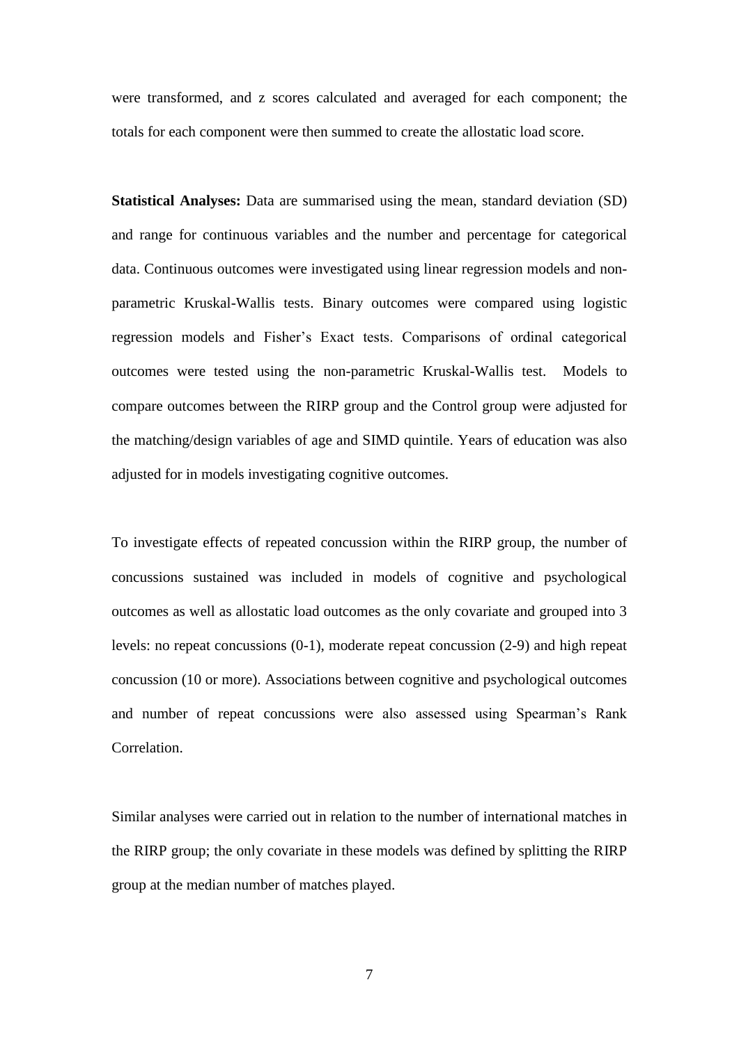were transformed, and z scores calculated and averaged for each component; the totals for each component were then summed to create the allostatic load score.

**Statistical Analyses:** Data are summarised using the mean, standard deviation (SD) and range for continuous variables and the number and percentage for categorical data. Continuous outcomes were investigated using linear regression models and non-parametric Kruskal-Wallis tests. Binary outcomes were compared using logistic regression models and Fisher's Exact tests. Comparisons of ordinal categorical outcomes were tested using the non-parametric Kruskal-Wallis test. Models to compare outcomes between the RIRP group and the Control group were adjusted for the matching/design variables of age and SIMD quintile. Years of education was also adjusted for in models investigating cognitive outcomes.

To investigate effects of repeated concussion within the RIRP group, the number of concussions sustained was included in models of cognitive and psychological outcomes as well as allostatic load outcomes as the only covariate and grouped into 3 levels: no repeat concussions (0-1), moderate repeat concussion (2-9) and high repeat concussion (10 or more). Associations between cognitive and psychological outcomes and number of repeat concussions were also assessed using Spearman's Rank Correlation.

Similar analyses were carried out in relation to the number of international matches in the RIRP group; the only covariate in these models was defined by splitting the RIRP group at the median number of matches played.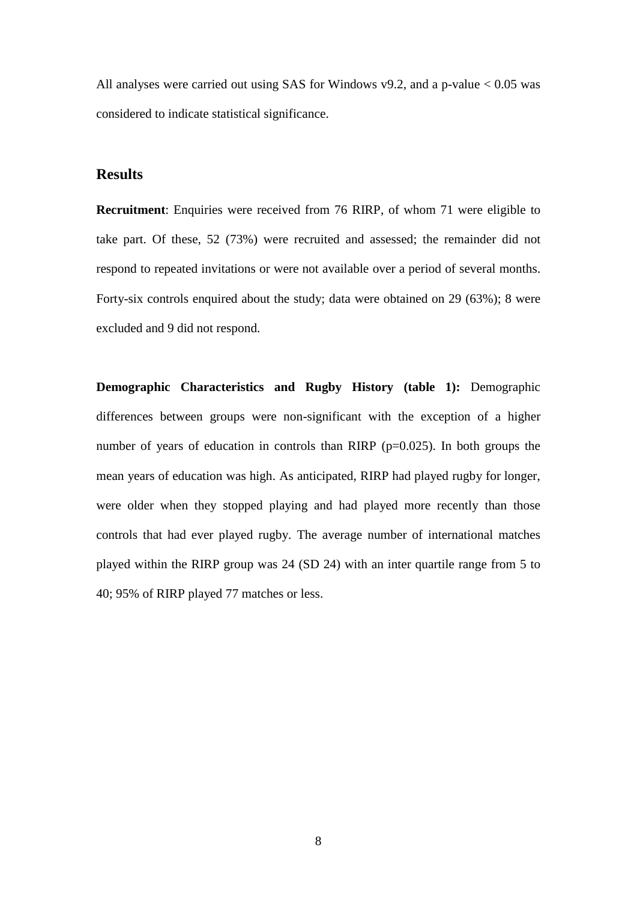All analyses were carried out using SAS for Windows v9.2, and a p-value $< 0.05$ was considered to indicate statistical significance.

## Results

**Recruitment**: Enquiries were received from 76 RIRP, of whom 71 were eligible to take part. Of these, 52 (73%) were recruited and assessed; the remainder did not respond to repeated invitations or were not available over a period of several months. Forty-six controls enquired about the study; data were obtained on 29 (63%); 8 were excluded and 9 did not respond.

**Demographic Characteristics and Rugby History (table 1):** Demographic differences between groups were non-significant with the exception of a higher number of years of education in controls than RIRP ($p=0.025$). In both groups the mean years of education was high. As anticipated, RIRP had played rugby for longer, were older when they stopped playing and had played more recently than those controls that had ever played rugby. The average number of international matches played within the RIRP group was 24 (SD 24) with an inter quartile range from 5 to 40; 95% of RIRP played 77 matches or less.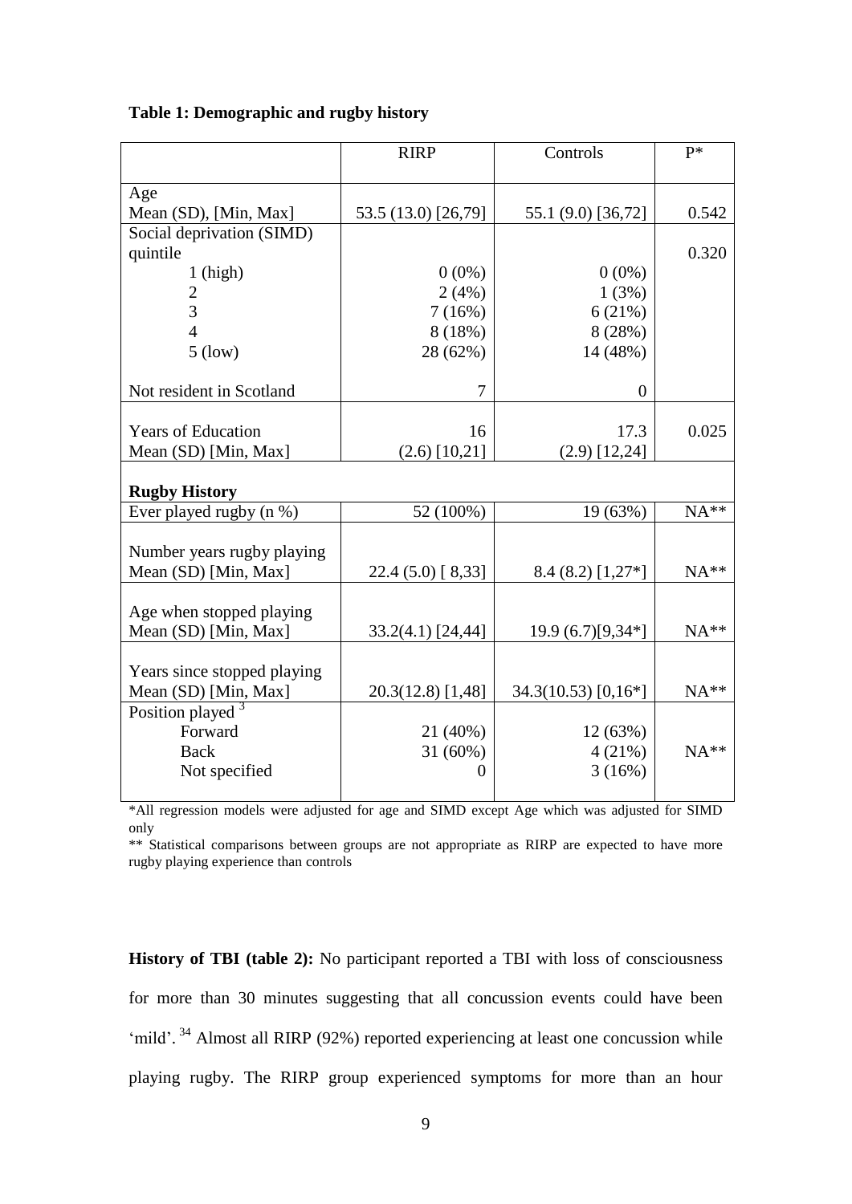**Table 1: Demographic and rugby history**

| | RIRP | Controls | P* |
|---|---|---|---|
| Age<br>Mean (SD), [Min, Max] | 53.5 (13.0) [26,79] | 55.1 (9.0) [36,72] | 0.542 |
| Social deprivation (SIMD) quintile | | | 0.320 |
| 1 (high) | 0 (0%) | 0 (0%) | |
| 2 | 2 (4%) | 1 (3%) | |
| 3 | 7 (16%) | 6 (21%) | |
| 4 | 8 (18%) | 8 (28%) | |
| 5 (low) | 28 (62%) | 14 (48%) | |
| Not resident in Scotland | 7 | 0 | |
| Years of Education<br>Mean (SD) [Min, Max] | 16<br>(2.6) [10,21] | 17.3<br>(2.9) [12,24] | 0.025 |
| **Rugby History** | | | |
| Ever played rugby (n %) | 52 (100%) | 19 (63%) | NA** |
| Number years rugby playing<br>Mean (SD) [Min, Max] | 22.4 (5.0) [ 8,33] | 8.4 (8.2) [1,27*] | NA** |
| Age when stopped playing<br>Mean (SD) [Min, Max] | 33.2(4.1) [24,44] | 19.9 (6.7)[9,34*] | NA** |
| Years since stopped playing<br>Mean (SD) [Min, Max] | 20.3(12.8) [1,48] | 34.3(10.53) [0,16*] | NA** |
| Position played [3] | | | |
| Forward | 21 (40%) | 12 (63%) | |
| Back | 31 (60%) | 4 (21%) | NA** |
| Not specified | 0 | 3 (16%) | |

*All regression models were adjusted for age and SIMD except Age which was adjusted for SIMD only

** Statistical comparisons between groups are not appropriate as RIRP are expected to have more rugby playing experience than controls

**History of TBI (table 2):** No participant reported a TBI with loss of consciousness for more than 30 minutes suggesting that all concussion events could have been 'mild'. [34] Almost all RIRP (92%) reported experiencing at least one concussion while playing rugby. The RIRP group experienced symptoms for more than an hour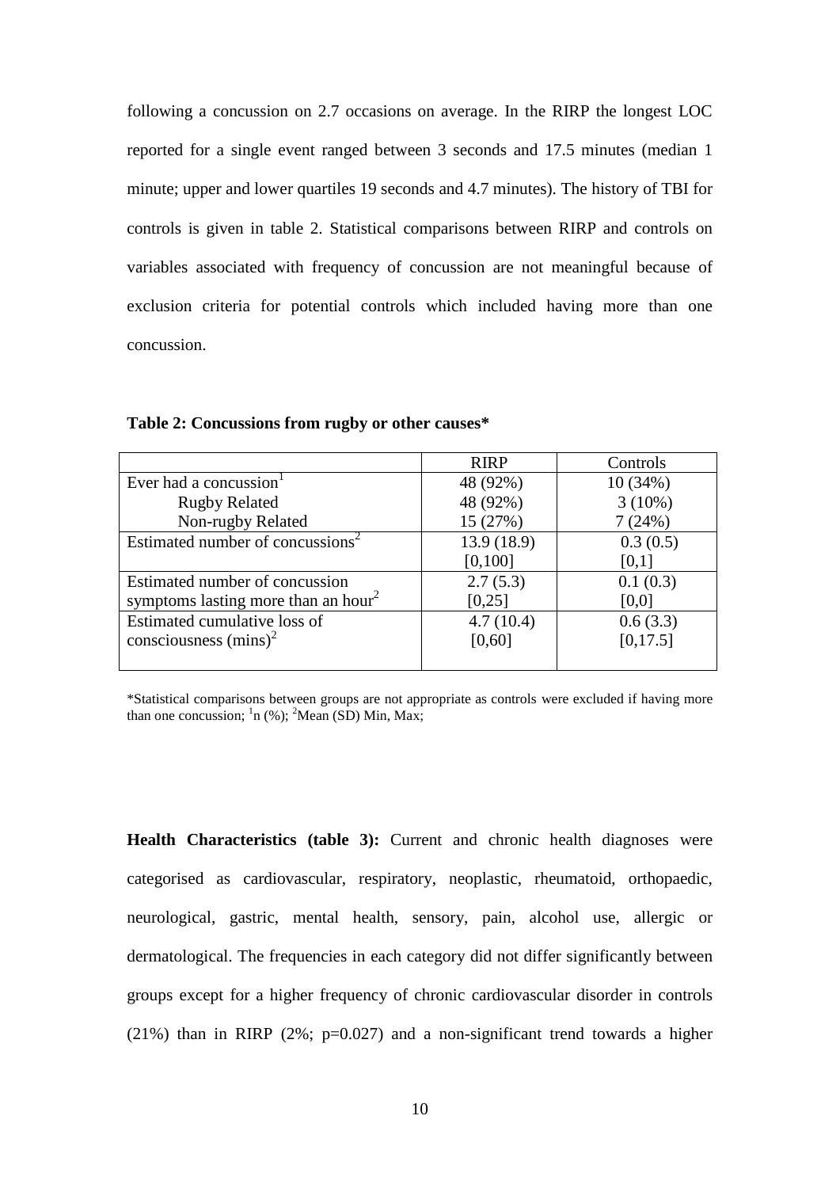following a concussion on 2.7 occasions on average. In the RIRP the longest LOC reported for a single event ranged between 3 seconds and 17.5 minutes (median 1 minute; upper and lower quartiles 19 seconds and 4.7 minutes). The history of TBI for controls is given in table 2. Statistical comparisons between RIRP and controls on variables associated with frequency of concussion are not meaningful because of exclusion criteria for potential controls which included having more than one concussion.

**Table 2: Concussions from rugby or other causes***

| | RIRP | Controls |
|---|---|---|
| Ever had a concussion[1] | 48 (92%) | 10 (34%) |
| Rugby Related | 48 (92%) | 3 (10%) |
| Non-rugby Related | 15 (27%) | 7 (24%) |
| Estimated number of concussions[2] | 13.9 (18.9) [0,100] | 0.3 (0.5) [0,1] |
| Estimated number of concussion symptoms lasting more than an hour[2] | 2.7 (5.3) [0,25] | 0.1 (0.3) [0,0] |
| Estimated cumulative loss of consciousness (mins)[2] | 4.7 (10.4) [0,60] | 0.6 (3.3) [0,17.5] |

*Statistical comparisons between groups are not appropriate as controls were excluded if having more than one concussion; [1]n (%); [2]Mean (SD) Min, Max;

**Health Characteristics (table 3):** Current and chronic health diagnoses were categorised as cardiovascular, respiratory, neoplastic, rheumatoid, orthopaedic, neurological, gastric, mental health, sensory, pain, alcohol use, allergic or dermatological. The frequencies in each category did not differ significantly between groups except for a higher frequency of chronic cardiovascular disorder in controls (21%) than in RIRP (2%; $p$=0.027) and a non-significant trend towards a higher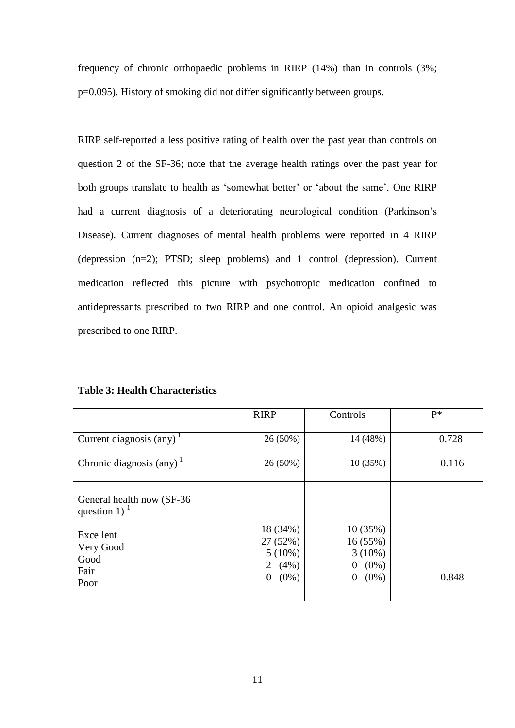frequency of chronic orthopaedic problems in RIRP (14%) than in controls (3%; p=0.095). History of smoking did not differ significantly between groups.

RIRP self-reported a less positive rating of health over the past year than controls on question 2 of the SF-36; note that the average health ratings over the past year for both groups translate to health as 'somewhat better' or 'about the same'. One RIRP had a current diagnosis of a deteriorating neurological condition (Parkinson's Disease). Current diagnoses of mental health problems were reported in 4 RIRP (depression (n=2); PTSD; sleep problems) and 1 control (depression). Current medication reflected this picture with psychotropic medication confined to antidepressants prescribed to two RIRP and one control. An opioid analgesic was prescribed to one RIRP.

**Table 3: Health Characteristics**

| | RIRP | Controls | P* |
|---|---|---|---|
| Current diagnosis (any) [1] | 26 (50%) | 14 (48%) | 0.728 |
| Chronic diagnosis (any) [1] | 26 (50%) | 10 (35%) | 0.116 |
| General health now (SF-36 question 1) [1] | | | |
| Excellent | 18 (34%) | 10 (35%) | |
| Very Good | 27 (52%) | 16 (55%) | |
| Good | 5 (10%) | 3 (10%) | |
| Fair | 2 (4%) | 0 (0%) | |
| Poor | 0 (0%) | 0 (0%) | 0.848 |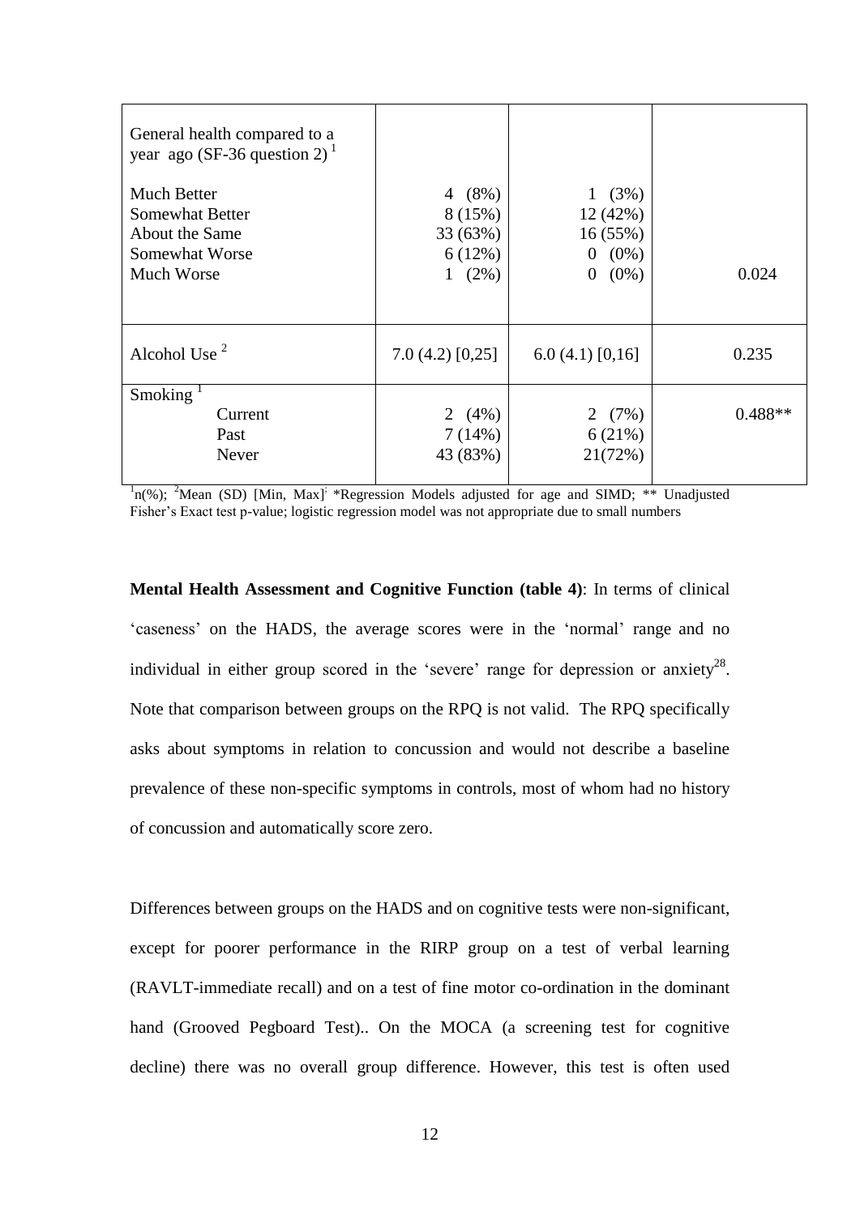| | | | |
|---|---|---|---|
| General health compared to a year ago (SF-36 question 2) [1] | | | |
| Much Better | 4 (8%) | 1 (3%) | |
| Somewhat Better | 8 (15%) | 12 (42%) | |
| About the Same | 33 (63%) | 16 (55%) | |
| Somewhat Worse | 6 (12%) | 0 (0%) | |
| Much Worse | 1 (2%) | 0 (0%) | 0.024 |
| Alcohol Use [2] | 7.0 (4.2) [0,25] | 6.0 (4.1) [0,16] | 0.235 |
| Smoking [1] | | | |
| Current | 2 (4%) | 2 (7%) | 0.488** |
| Past | 7 (14%) | 6 (21%) | |
| Never | 43 (83%) | 21(72%) | |

[1]n(%); [2]Mean (SD) [Min, Max]; *Regression Models adjusted for age and SIMD; ** Unadjusted Fisher's Exact test p-value; logistic regression model was not appropriate due to small numbers

**Mental Health Assessment and Cognitive Function (table 4)**: In terms of clinical 'caseness' on the HADS, the average scores were in the 'normal' range and no individual in either group scored in the 'severe' range for depression or anxiety[28]. Note that comparison between groups on the RPQ is not valid. The RPQ specifically asks about symptoms in relation to concussion and would not describe a baseline prevalence of these non-specific symptoms in controls, most of whom had no history of concussion and automatically score zero.

Differences between groups on the HADS and on cognitive tests were non-significant, except for poorer performance in the RIRP group on a test of verbal learning (RAVLT-immediate recall) and on a test of fine motor co-ordination in the dominant hand (Grooved Pegboard Test).. On the MOCA (a screening test for cognitive decline) there was no overall group difference. However, this test is often used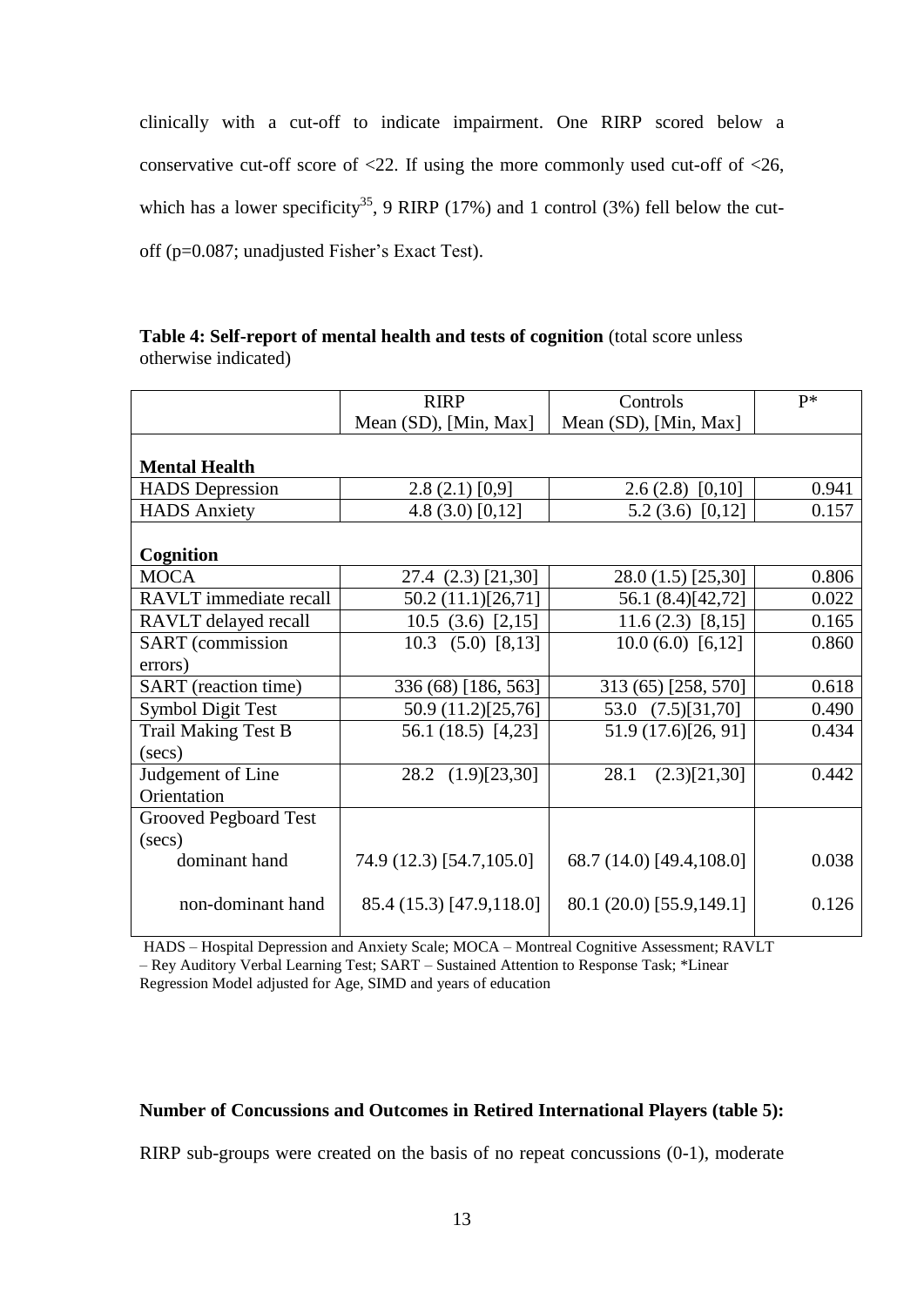clinically with a cut-off to indicate impairment. One RIRP scored below a conservative cut-off score of <22. If using the more commonly used cut-off of <26, which has a lower specificity[35], 9 RIRP (17%) and 1 control (3%) fell below the cut-off (p=0.087; unadjusted Fisher's Exact Test).

**Table 4: Self-report of mental health and tests of cognition** (total score unless otherwise indicated)

| | RIRP Mean (SD), [Min, Max] | Controls Mean (SD), [Min, Max] | P* |
|---|---|---|---|
| **Mental Health** | | | |
| HADS Depression | 2.8 (2.1) [0,9] | 2.6 (2.8) [0,10] | 0.941 |
| HADS Anxiety | 4.8 (3.0) [0,12] | 5.2 (3.6) [0,12] | 0.157 |
| **Cognition** | | | |
| MOCA | 27.4 (2.3) [21,30] | 28.0 (1.5) [25,30] | 0.806 |
| RAVLT immediate recall | 50.2 (11.1)[26,71] | 56.1 (8.4)[42,72] | 0.022 |
| RAVLT delayed recall | 10.5 (3.6) [2,15] | 11.6 (2.3) [8,15] | 0.165 |
| SART (commission errors) | 10.3 (5.0) [8,13] | 10.0 (6.0) [6,12] | 0.860 |
| SART (reaction time) | 336 (68) [186, 563] | 313 (65) [258, 570] | 0.618 |
| Symbol Digit Test | 50.9 (11.2)[25,76] | 53.0 (7.5)[31,70] | 0.490 |
| Trail Making Test B (secs) | 56.1 (18.5) [4,23] | 51.9 (17.6)[26, 91] | 0.434 |
| Judgement of Line Orientation | 28.2 (1.9)[23,30] | 28.1 (2.3)[21,30] | 0.442 |
| Grooved Pegboard Test (secs) | | | |
| dominant hand | 74.9 (12.3) [54.7,105.0] | 68.7 (14.0) [49.4,108.0] | 0.038 |
| non-dominant hand | 85.4 (15.3) [47.9,118.0] | 80.1 (20.0) [55.9,149.1] | 0.126 |

HADS – Hospital Depression and Anxiety Scale; MOCA – Montreal Cognitive Assessment; RAVLT – Rey Auditory Verbal Learning Test; SART – Sustained Attention to Response Task; *Linear Regression Model adjusted for Age, SIMD and years of education

**Number of Concussions and Outcomes in Retired International Players (table 5):**

RIRP sub-groups were created on the basis of no repeat concussions (0-1), moderate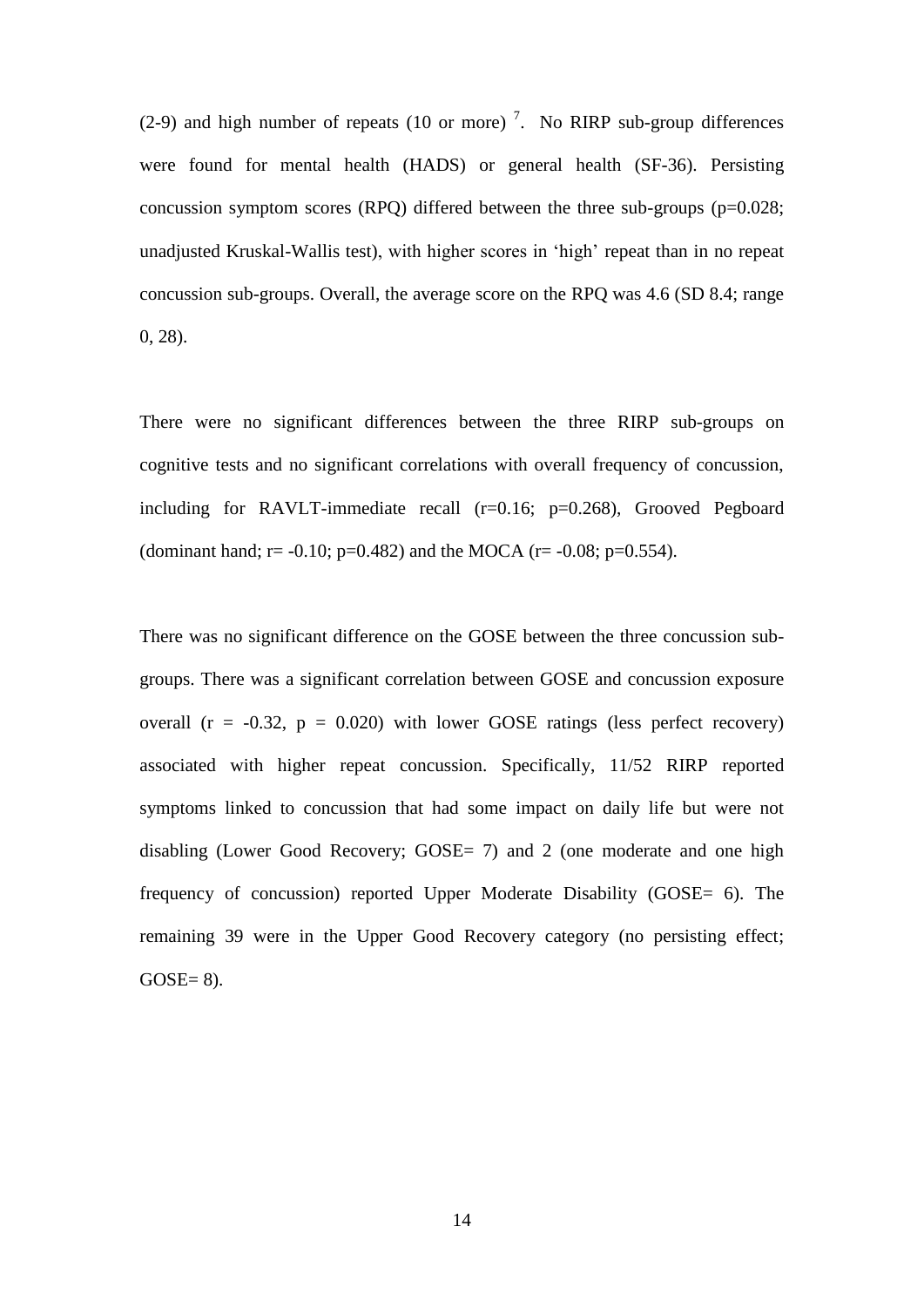(2-9) and high number of repeats (10 or more) [7]. No RIRP sub-group differences were found for mental health (HADS) or general health (SF-36). Persisting concussion symptom scores (RPQ) differed between the three sub-groups ($p=0.028$; unadjusted Kruskal-Wallis test), with higher scores in 'high' repeat than in no repeat concussion sub-groups. Overall, the average score on the RPQ was 4.6 (SD 8.4; range 0, 28).

There were no significant differences between the three RIRP sub-groups on cognitive tests and no significant correlations with overall frequency of concussion, including for RAVLT-immediate recall ($r=0.16$; $p=0.268$), Grooved Pegboard (dominant hand; $r= -0.10$; $p=0.482$) and the MOCA ($r= -0.08$; $p=0.554$).

There was no significant difference on the GOSE between the three concussion sub-groups. There was a significant correlation between GOSE and concussion exposure overall ($r = -0.32$, $p = 0.020$) with lower GOSE ratings (less perfect recovery) associated with higher repeat concussion. Specifically, 11/52 RIRP reported symptoms linked to concussion that had some impact on daily life but were not disabling (Lower Good Recovery; GOSE= 7) and 2 (one moderate and one high frequency of concussion) reported Upper Moderate Disability (GOSE= 6). The remaining 39 were in the Upper Good Recovery category (no persisting effect; GOSE= 8).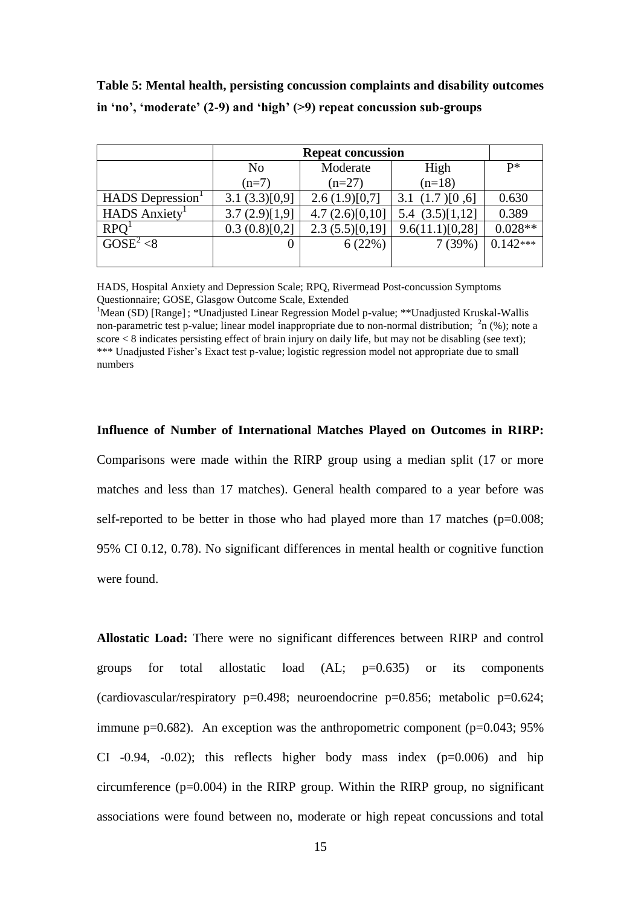**Table 5: Mental health, persisting concussion complaints and disability outcomes in 'no', 'moderate' (2-9) and 'high' (>9) repeat concussion sub-groups**

| | Repeat concussion | | | |
|---|---|---|---|---|
| | No (n=7) | Moderate (n=27) | High (n=18) | P* |
| HADS Depression[1] | 3.1 (3.3)[0,9] | 2.6 (1.9)[0,7] | 3.1 (1.7 )[0 ,6] | 0.630 |
| HADS Anxiety[1] | 3.7 (2.9)[1,9] | 4.7 (2.6)[0,10] | 5.4 (3.5)[1,12] | 0.389 |
| RPQ[1] | 0.3 (0.8)[0,2] | 2.3 (5.5)[0,19] | 9.6(11.1)[0,28] | 0.028** |
| GOSE[2] <8 | 0 | 6 (22%) | 7 (39%) | 0.142*** |

HADS, Hospital Anxiety and Depression Scale; RPQ, Rivermead Post-concussion Symptoms Questionnaire; GOSE, Glasgow Outcome Scale, Extended

[1]Mean (SD) [Range] ; *Unadjusted Linear Regression Model p-value; **Unadjusted Kruskal-Wallis non-parametric test p-value; linear model inappropriate due to non-normal distribution; [2]n (%); note a score < 8 indicates persisting effect of brain injury on daily life, but may not be disabling (see text); *** Unadjusted Fisher's Exact test p-value; logistic regression model not appropriate due to small numbers

**Influence of Number of International Matches Played on Outcomes in RIRP:** Comparisons were made within the RIRP group using a median split (17 or more matches and less than 17 matches). General health compared to a year before was self-reported to be better in those who had played more than 17 matches ($p=0.008$; 95% CI 0.12, 0.78). No significant differences in mental health or cognitive function were found.

**Allostatic Load:** There were no significant differences between RIRP and control groups for total allostatic load (AL; $p=0.635$) or its components (cardiovascular/respiratory $p=0.498$; neuroendocrine $p=0.856$; metabolic $p=0.624$; immune $p=0.682$). An exception was the anthropometric component ($p=0.043$; 95% CI -0.94, -0.02); this reflects higher body mass index ($p=0.006$) and hip circumference ($p=0.004$) in the RIRP group. Within the RIRP group, no significant associations were found between no, moderate or high repeat concussions and total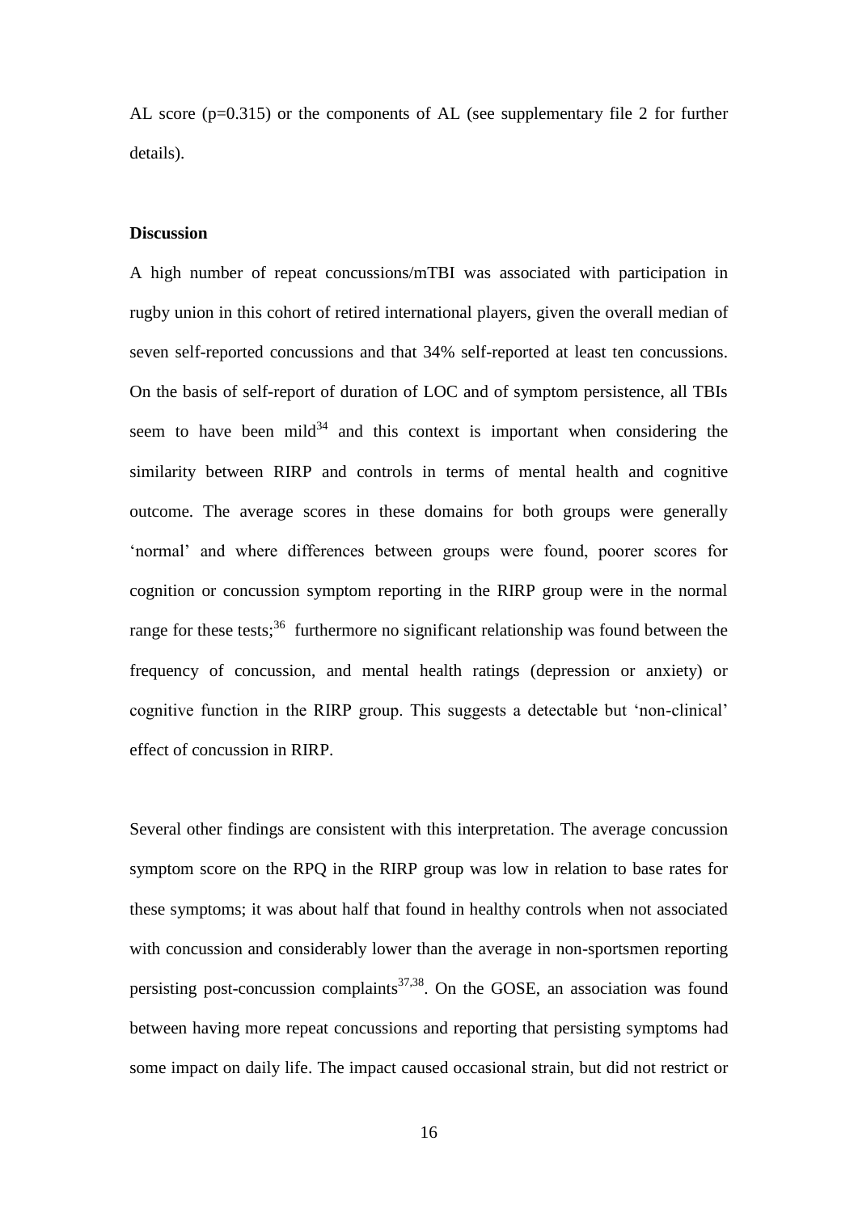AL score ($p=0.315$) or the components of AL (see supplementary file 2 for further details).

**Discussion**

A high number of repeat concussions/mTBI was associated with participation in rugby union in this cohort of retired international players, given the overall median of seven self-reported concussions and that 34% self-reported at least ten concussions. On the basis of self-report of duration of LOC and of symptom persistence, all TBIs seem to have been mild[34] and this context is important when considering the similarity between RIRP and controls in terms of mental health and cognitive outcome. The average scores in these domains for both groups were generally 'normal' and where differences between groups were found, poorer scores for cognition or concussion symptom reporting in the RIRP group were in the normal range for these tests;[36] furthermore no significant relationship was found between the frequency of concussion, and mental health ratings (depression or anxiety) or cognitive function in the RIRP group. This suggests a detectable but 'non-clinical' effect of concussion in RIRP.

Several other findings are consistent with this interpretation. The average concussion symptom score on the RPQ in the RIRP group was low in relation to base rates for these symptoms; it was about half that found in healthy controls when not associated with concussion and considerably lower than the average in non-sportsmen reporting persisting post-concussion complaints[37,38]. On the GOSE, an association was found between having more repeat concussions and reporting that persisting symptoms had some impact on daily life. The impact caused occasional strain, but did not restrict or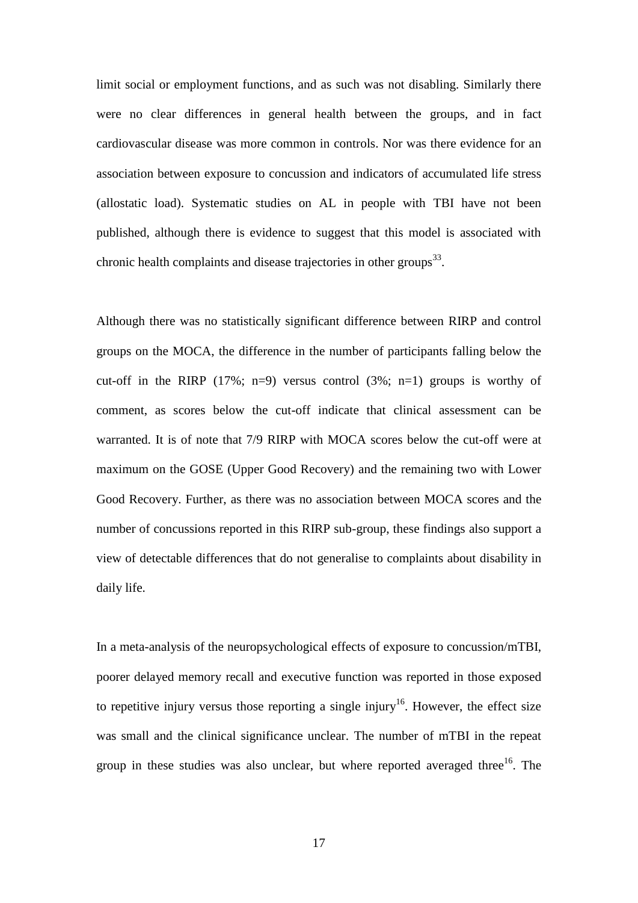limit social or employment functions, and as such was not disabling. Similarly there were no clear differences in general health between the groups, and in fact cardiovascular disease was more common in controls. Nor was there evidence for an association between exposure to concussion and indicators of accumulated life stress (allostatic load). Systematic studies on AL in people with TBI have not been published, although there is evidence to suggest that this model is associated with chronic health complaints and disease trajectories in other groups[33].

Although there was no statistically significant difference between RIRP and control groups on the MOCA, the difference in the number of participants falling below the cut-off in the RIRP (17%; n=9) versus control (3%; n=1) groups is worthy of comment, as scores below the cut-off indicate that clinical assessment can be warranted. It is of note that 7/9 RIRP with MOCA scores below the cut-off were at maximum on the GOSE (Upper Good Recovery) and the remaining two with Lower Good Recovery. Further, as there was no association between MOCA scores and the number of concussions reported in this RIRP sub-group, these findings also support a view of detectable differences that do not generalise to complaints about disability in daily life.

In a meta-analysis of the neuropsychological effects of exposure to concussion/mTBI, poorer delayed memory recall and executive function was reported in those exposed to repetitive injury versus those reporting a single injury[16]. However, the effect size was small and the clinical significance unclear. The number of mTBI in the repeat group in these studies was also unclear, but where reported averaged three[16]. The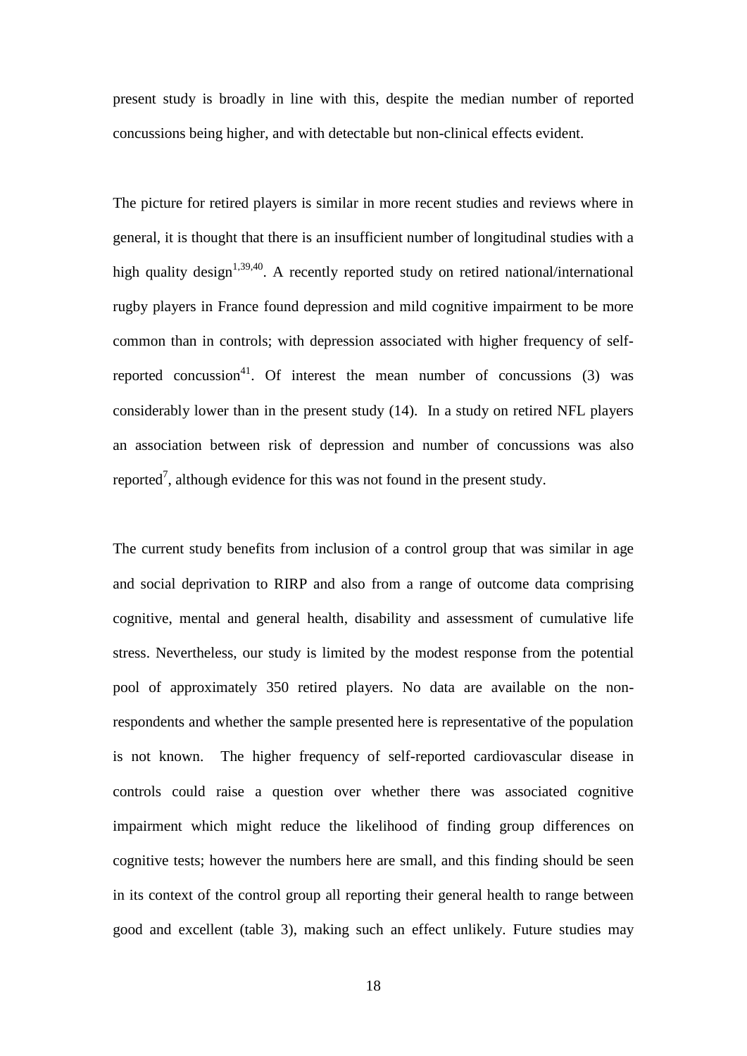present study is broadly in line with this, despite the median number of reported concussions being higher, and with detectable but non-clinical effects evident.

The picture for retired players is similar in more recent studies and reviews where in general, it is thought that there is an insufficient number of longitudinal studies with a high quality design[1,39,40]. A recently reported study on retired national/international rugby players in France found depression and mild cognitive impairment to be more common than in controls; with depression associated with higher frequency of self-reported concussion[41]. Of interest the mean number of concussions (3) was considerably lower than in the present study (14). In a study on retired NFL players an association between risk of depression and number of concussions was also reported[7], although evidence for this was not found in the present study.

The current study benefits from inclusion of a control group that was similar in age and social deprivation to RIRP and also from a range of outcome data comprising cognitive, mental and general health, disability and assessment of cumulative life stress. Nevertheless, our study is limited by the modest response from the potential pool of approximately 350 retired players. No data are available on the non-respondents and whether the sample presented here is representative of the population is not known. The higher frequency of self-reported cardiovascular disease in controls could raise a question over whether there was associated cognitive impairment which might reduce the likelihood of finding group differences on cognitive tests; however the numbers here are small, and this finding should be seen in its context of the control group all reporting their general health to range between good and excellent (table 3), making such an effect unlikely. Future studies may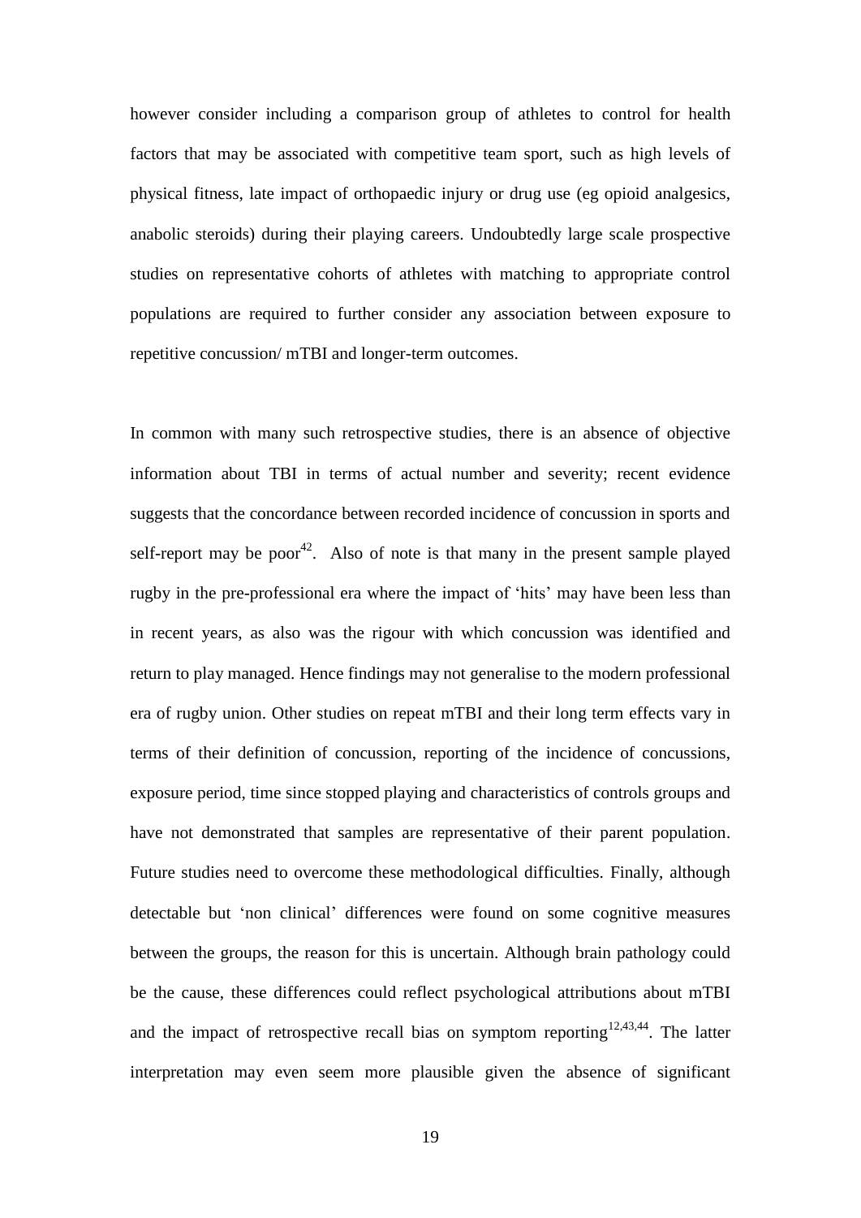however consider including a comparison group of athletes to control for health factors that may be associated with competitive team sport, such as high levels of physical fitness, late impact of orthopaedic injury or drug use (eg opioid analgesics, anabolic steroids) during their playing careers. Undoubtedly large scale prospective studies on representative cohorts of athletes with matching to appropriate control populations are required to further consider any association between exposure to repetitive concussion/ mTBI and longer-term outcomes.

In common with many such retrospective studies, there is an absence of objective information about TBI in terms of actual number and severity; recent evidence suggests that the concordance between recorded incidence of concussion in sports and self-report may be poor[42]. Also of note is that many in the present sample played rugby in the pre-professional era where the impact of 'hits' may have been less than in recent years, as also was the rigour with which concussion was identified and return to play managed. Hence findings may not generalise to the modern professional era of rugby union. Other studies on repeat mTBI and their long term effects vary in terms of their definition of concussion, reporting of the incidence of concussions, exposure period, time since stopped playing and characteristics of controls groups and have not demonstrated that samples are representative of their parent population. Future studies need to overcome these methodological difficulties. Finally, although detectable but 'non clinical' differences were found on some cognitive measures between the groups, the reason for this is uncertain. Although brain pathology could be the cause, these differences could reflect psychological attributions about mTBI and the impact of retrospective recall bias on symptom reporting[12,43,44]. The latter interpretation may even seem more plausible given the absence of significant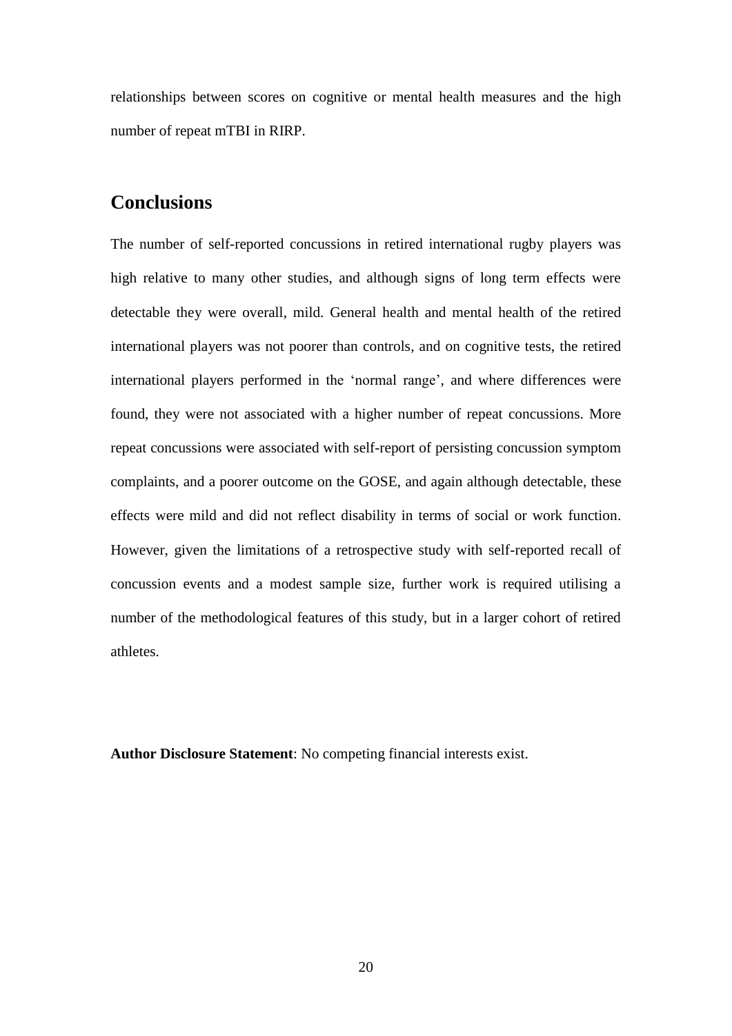relationships between scores on cognitive or mental health measures and the high number of repeat mTBI in RIRP.

## Conclusions

The number of self-reported concussions in retired international rugby players was high relative to many other studies, and although signs of long term effects were detectable they were overall, mild. General health and mental health of the retired international players was not poorer than controls, and on cognitive tests, the retired international players performed in the 'normal range', and where differences were found, they were not associated with a higher number of repeat concussions. More repeat concussions were associated with self-report of persisting concussion symptom complaints, and a poorer outcome on the GOSE, and again although detectable, these effects were mild and did not reflect disability in terms of social or work function. However, given the limitations of a retrospective study with self-reported recall of concussion events and a modest sample size, further work is required utilising a number of the methodological features of this study, but in a larger cohort of retired athletes.

**Author Disclosure Statement**: No competing financial interests exist.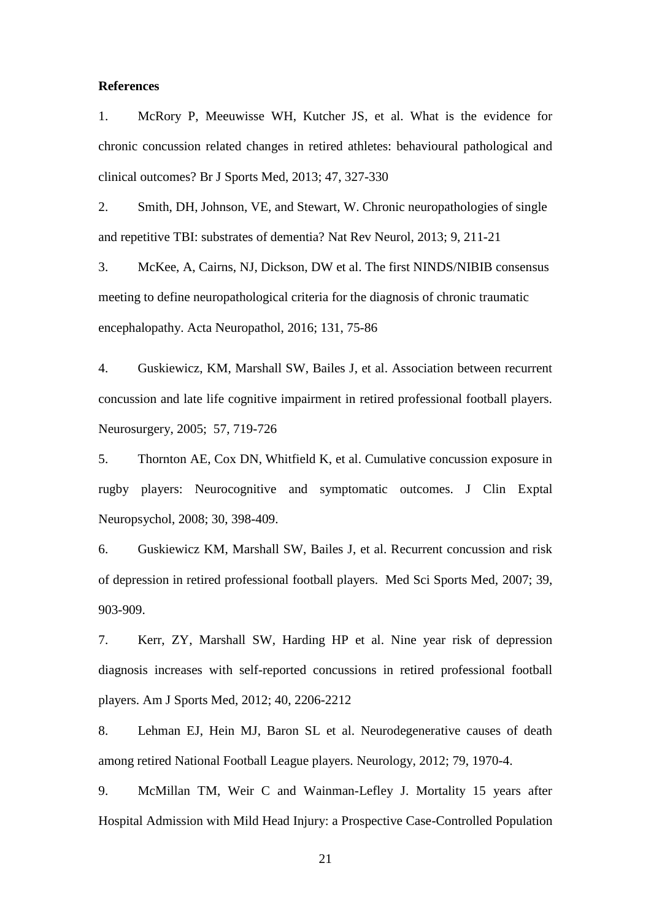**References**

1. McRory P, Meeuwisse WH, Kutcher JS, et al. What is the evidence for chronic concussion related changes in retired athletes: behavioural pathological and clinical outcomes? Br J Sports Med, 2013; 47, 327-330

2. Smith, DH, Johnson, VE, and Stewart, W. Chronic neuropathologies of single and repetitive TBI: substrates of dementia? Nat Rev Neurol, 2013; 9, 211-21

3. McKee, A, Cairns, NJ, Dickson, DW et al. The first NINDS/NIBIB consensus meeting to define neuropathological criteria for the diagnosis of chronic traumatic encephalopathy. Acta Neuropathol, 2016; 131, 75-86

4. Guskiewicz, KM, Marshall SW, Bailes J, et al. Association between recurrent concussion and late life cognitive impairment in retired professional football players. Neurosurgery, 2005; 57, 719-726

5. Thornton AE, Cox DN, Whitfield K, et al. Cumulative concussion exposure in rugby players: Neurocognitive and symptomatic outcomes. J Clin Exptal Neuropsychol, 2008; 30, 398-409.

6. Guskiewicz KM, Marshall SW, Bailes J, et al. Recurrent concussion and risk of depression in retired professional football players. Med Sci Sports Med, 2007; 39, 903-909.

7. Kerr, ZY, Marshall SW, Harding HP et al. Nine year risk of depression diagnosis increases with self-reported concussions in retired professional football players. Am J Sports Med, 2012; 40, 2206-2212

8. Lehman EJ, Hein MJ, Baron SL et al. Neurodegenerative causes of death among retired National Football League players. Neurology, 2012; 79, 1970-4.

9. McMillan TM, Weir C and Wainman-Lefley J. Mortality 15 years after Hospital Admission with Mild Head Injury: a Prospective Case-Controlled Population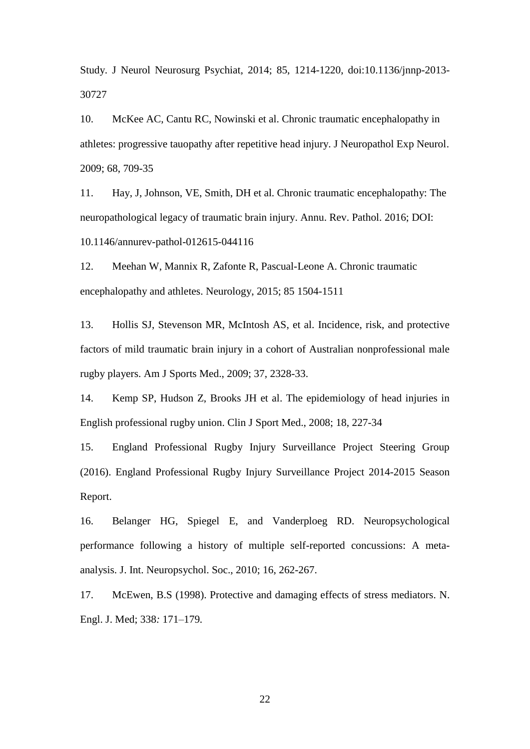Study. J Neurol Neurosurg Psychiat, 2014; 85, 1214-1220, doi:10.1136/jnnp-2013-30727

10. McKee AC, Cantu RC, Nowinski et al. Chronic traumatic encephalopathy in athletes: progressive tauopathy after repetitive head injury. J Neuropathol Exp Neurol. 2009; 68, 709-35

11. Hay, J, Johnson, VE, Smith, DH et al. Chronic traumatic encephalopathy: The neuropathological legacy of traumatic brain injury. Annu. Rev. Pathol. 2016; DOI: 10.1146/annurev-pathol-012615-044116

12. Meehan W, Mannix R, Zafonte R, Pascual-Leone A. Chronic traumatic encephalopathy and athletes. Neurology, 2015; 85 1504-1511

13. Hollis SJ, Stevenson MR, McIntosh AS, et al. Incidence, risk, and protective factors of mild traumatic brain injury in a cohort of Australian nonprofessional male rugby players. Am J Sports Med., 2009; 37, 2328-33.

14. Kemp SP, Hudson Z, Brooks JH et al. The epidemiology of head injuries in English professional rugby union. Clin J Sport Med., 2008; 18, 227-34

15. England Professional Rugby Injury Surveillance Project Steering Group (2016). England Professional Rugby Injury Surveillance Project 2014-2015 Season Report.

16. Belanger HG, Spiegel E, and Vanderploeg RD. Neuropsychological performance following a history of multiple self-reported concussions: A meta-analysis. J. Int. Neuropsychol. Soc., 2010; 16, 262-267.

17. McEwen, B.S (1998). Protective and damaging effects of stress mediators. N. Engl. J. Med; 338*:* 171–179.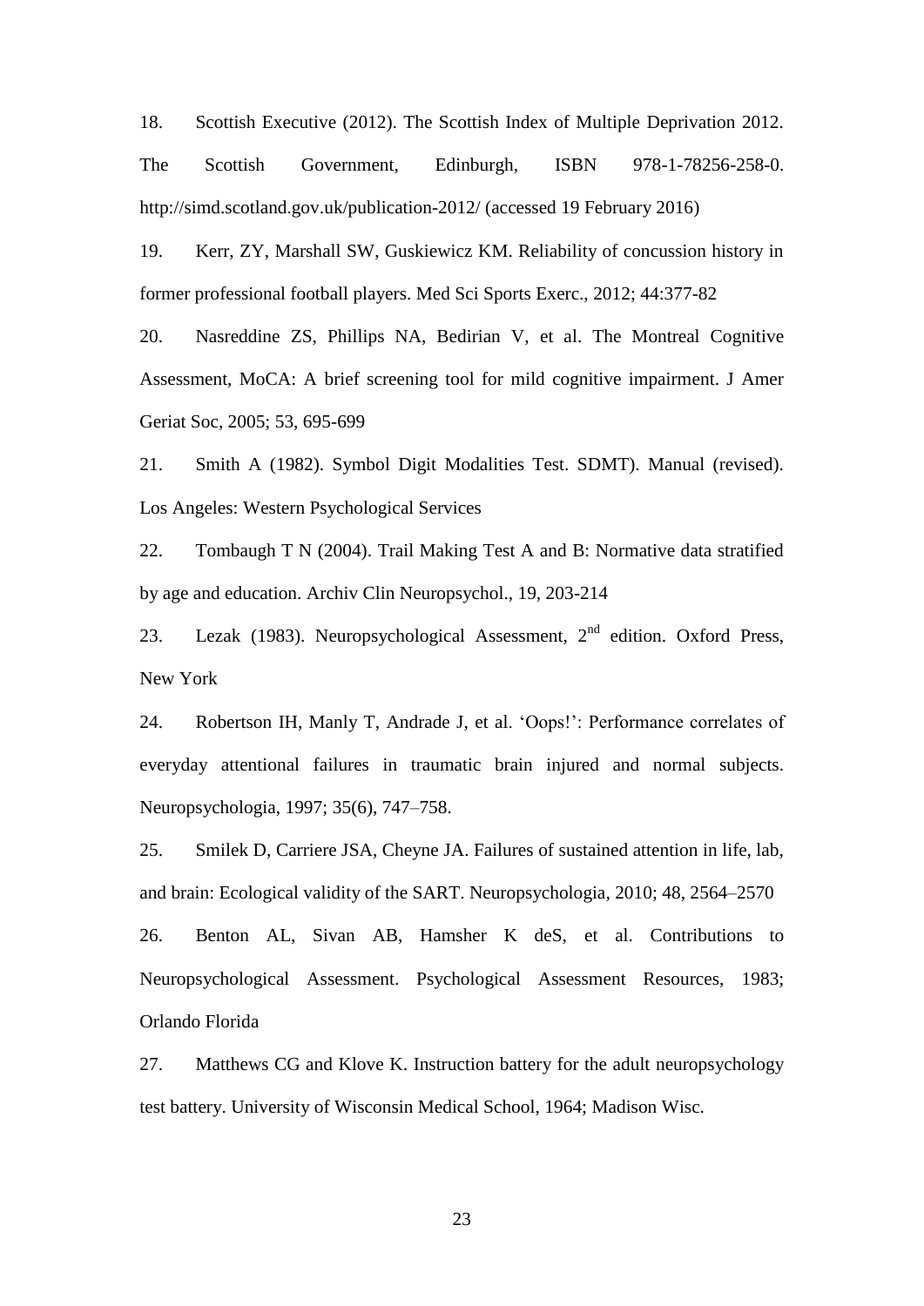18. Scottish Executive (2012). The Scottish Index of Multiple Deprivation 2012. The Scottish Government, Edinburgh, ISBN 978-1-78256-258-0. http://simd.scotland.gov.uk/publication-2012/ (accessed 19 February 2016)

19. Kerr, ZY, Marshall SW, Guskiewicz KM. Reliability of concussion history in former professional football players. Med Sci Sports Exerc., 2012; 44:377-82

20. Nasreddine ZS, Phillips NA, Bedirian V, et al. The Montreal Cognitive Assessment, MoCA: A brief screening tool for mild cognitive impairment. J Amer Geriat Soc, 2005; 53, 695-699

21. Smith A (1982). Symbol Digit Modalities Test. SDMT). Manual (revised). Los Angeles: Western Psychological Services

22. Tombaugh T N (2004). Trail Making Test A and B: Normative data stratified by age and education. Archiv Clin Neuropsychol., 19, 203-214

23. Lezak (1983). Neuropsychological Assessment, 2nd edition. Oxford Press, New York

24. Robertson IH, Manly T, Andrade J, et al. 'Oops!': Performance correlates of everyday attentional failures in traumatic brain injured and normal subjects. Neuropsychologia, 1997; 35(6), 747–758.

25. Smilek D, Carriere JSA, Cheyne JA. Failures of sustained attention in life, lab, and brain: Ecological validity of the SART. Neuropsychologia, 2010; 48, 2564–2570

26. Benton AL, Sivan AB, Hamsher K deS, et al. Contributions to Neuropsychological Assessment. Psychological Assessment Resources, 1983; Orlando Florida

27. Matthews CG and Klove K. Instruction battery for the adult neuropsychology test battery. University of Wisconsin Medical School, 1964; Madison Wisc.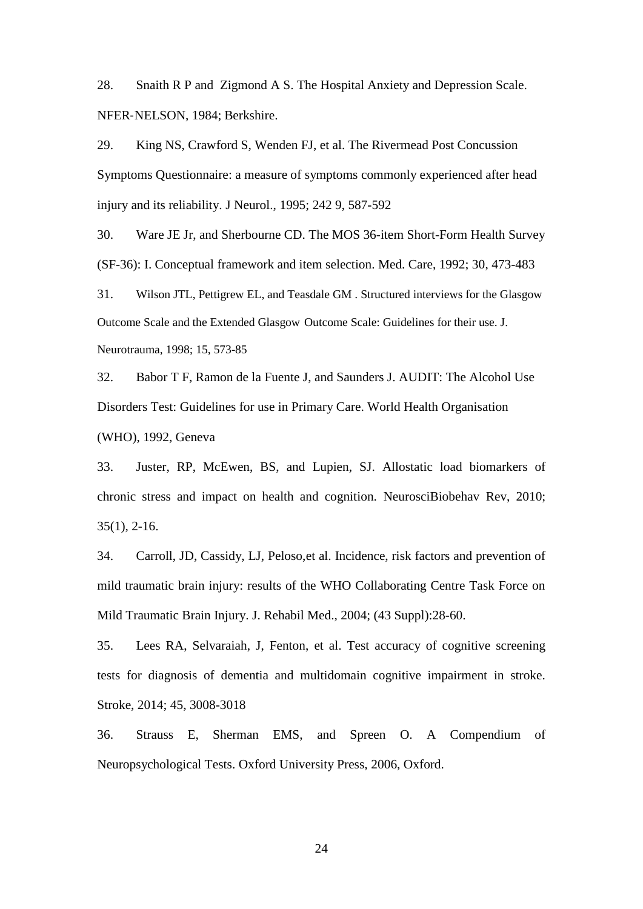28. Snaith R P and Zigmond A S. The Hospital Anxiety and Depression Scale. NFER-NELSON, 1984; Berkshire.

29. King NS, Crawford S, Wenden FJ, et al. The Rivermead Post Concussion Symptoms Questionnaire: a measure of symptoms commonly experienced after head injury and its reliability. J Neurol., 1995; 242 9, 587-592

30. Ware JE Jr, and Sherbourne CD. The MOS 36-item Short-Form Health Survey (SF-36): I. Conceptual framework and item selection. Med. Care, 1992; 30, 473-483

31. Wilson JTL, Pettigrew EL, and Teasdale GM . Structured interviews for the Glasgow Outcome Scale and the Extended Glasgow Outcome Scale: Guidelines for their use. J. Neurotrauma, 1998; 15, 573-85

32. Babor T F, Ramon de la Fuente J, and Saunders J. AUDIT: The Alcohol Use Disorders Test: Guidelines for use in Primary Care. World Health Organisation (WHO), 1992, Geneva

33. Juster, RP, McEwen, BS, and Lupien, SJ. Allostatic load biomarkers of chronic stress and impact on health and cognition. NeurosciBiobehav Rev, 2010; 35(1), 2-16.

34. Carroll, JD, Cassidy, LJ, Peloso,et al. Incidence, risk factors and prevention of mild traumatic brain injury: results of the WHO Collaborating Centre Task Force on Mild Traumatic Brain Injury. J. Rehabil Med., 2004; (43 Suppl):28-60.

35. Lees RA, Selvaraiah, J, Fenton, et al. Test accuracy of cognitive screening tests for diagnosis of dementia and multidomain cognitive impairment in stroke. Stroke, 2014; 45, 3008-3018

36. Strauss E, Sherman EMS, and Spreen O. A Compendium of Neuropsychological Tests. Oxford University Press, 2006, Oxford.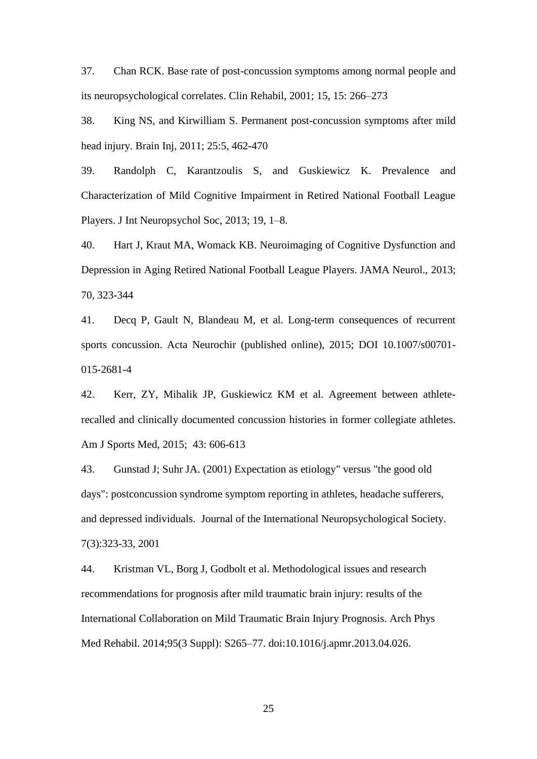37. Chan RCK. Base rate of post-concussion symptoms among normal people and its neuropsychological correlates. Clin Rehabil, 2001; 15, 15: 266–273

38. King NS, and Kirwilliam S. Permanent post-concussion symptoms after mild head injury. Brain Inj, 2011; 25:5, 462-470

39. Randolph C, Karantzoulis S, and Guskiewicz K. Prevalence and Characterization of Mild Cognitive Impairment in Retired National Football League Players. J Int Neuropsychol Soc, 2013; 19, 1–8.

40. Hart J, Kraut MA, Womack KB. Neuroimaging of Cognitive Dysfunction and Depression in Aging Retired National Football League Players. JAMA Neurol., 2013; 70, 323-344

41. Decq P, Gault N, Blandeau M, et al. Long-term consequences of recurrent sports concussion. Acta Neurochir (published online), 2015; DOI 10.1007/s00701-015-2681-4

42. Kerr, ZY, Mihalik JP, Guskiewicz KM et al. Agreement between athlete-recalled and clinically documented concussion histories in former collegiate athletes. Am J Sports Med, 2015; 43: 606-613

43. Gunstad J; Suhr JA. (2001) Expectation as etiology" versus "the good old days": postconcussion syndrome symptom reporting in athletes, headache sufferers, and depressed individuals. Journal of the International Neuropsychological Society. 7(3):323-33, 2001

44. Kristman VL, Borg J, Godbolt et al. Methodological issues and research recommendations for prognosis after mild traumatic brain injury: results of the International Collaboration on Mild Traumatic Brain Injury Prognosis. Arch Phys Med Rehabil. 2014;95(3 Suppl): S265–77. doi:10.1016/j.apmr.2013.04.026.